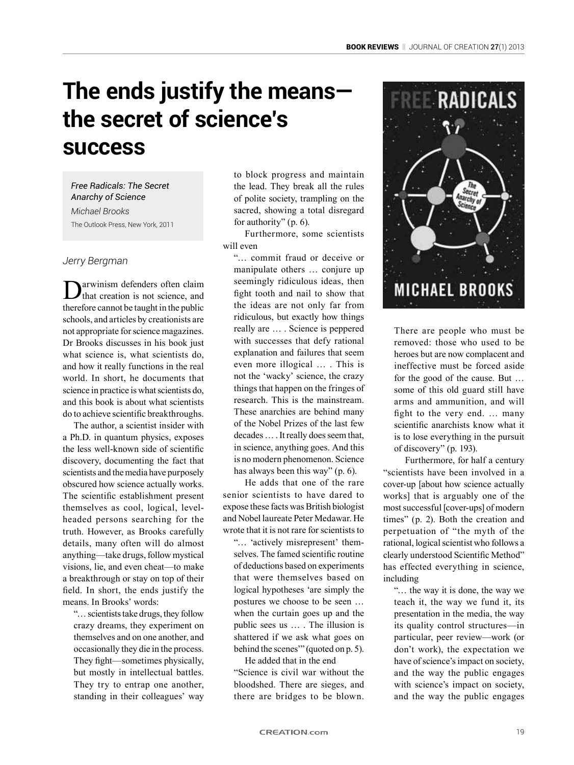# The ends justify the means—the secret of science's success

*Free Radicals: The Secret Anarchy of Science*
*Michael Brooks*
The Outlook Press, New York, 2011

*Jerry Bergman*

Darwinism defenders often claim that creation is not science, and therefore cannot be taught in the public schools, and articles by creationists are not appropriate for science magazines. Dr Brooks discusses in his book just what science is, what scientists do, and how it really functions in the real world. In short, he documents that science in practice is what scientists do, and this book is about what scientists do to achieve scientific breakthroughs.

The author, a scientist insider with a Ph.D. in quantum physics, exposes the less well-known side of scientific discovery, documenting the fact that scientists and the media have purposely obscured how science actually works. The scientific establishment present themselves as cool, logical, level-headed persons searching for the truth. However, as Brooks carefully details, many often will do almost anything—take drugs, follow mystical visions, lie, and even cheat—to make a breakthrough or stay on top of their field. In short, the ends justify the means. In Brooks' words:

> "… scientists take drugs, they follow crazy dreams, they experiment on themselves and on one another, and occasionally they die in the process. They fight—sometimes physically, but mostly in intellectual battles. They try to entrap one another, standing in their colleagues' way to block progress and maintain the lead. They break all the rules of polite society, trampling on the sacred, showing a total disregard for authority" (p. 6).

Furthermore, some scientists will even

> "… commit fraud or deceive or manipulate others … conjure up seemingly ridiculous ideas, then fight tooth and nail to show that the ideas are not only far from ridiculous, but exactly how things really are … . Science is peppered with successes that defy rational explanation and failures that seem even more illogical … . This is not the 'wacky' science, the crazy things that happen on the fringes of research. This is the mainstream. These anarchies are behind many of the Nobel Prizes of the last few decades … . It really does seem that, in science, anything goes. And this is no modern phenomenon. Science has always been this way" (p. 6).

He adds that one of the rare senior scientists to have dared to expose these facts was British biologist and Nobel laureate Peter Medawar. He wrote that it is not rare for scientists to

> "… 'actively misrepresent' themselves. The famed scientific routine of deductions based on experiments that were themselves based on logical hypotheses 'are simply the postures we choose to be seen … when the curtain goes up and the public sees us … . The illusion is shattered if we ask what goes on behind the scenes'" (quoted on p. 5).

He added that in the end

> "Science is civil war without the bloodshed. There are sieges, and there are bridges to be blown. There are people who must be removed: those who used to be heroes but are now complacent and ineffective must be forced aside for the good of the cause. But … some of this old guard still have arms and ammunition, and will fight to the very end. … many scientific anarchists know what it is to lose everything in the pursuit of discovery" (p. 193).

Furthermore, for half a century "scientists have been involved in a cover-up [about how science actually works] that is arguably one of the most successful [cover-ups] of modern times" (p. 2). Both the creation and perpetuation of "the myth of the rational, logical scientist who follows a clearly understood Scientific Method" has effected everything in science, including

> "… the way it is done, the way we teach it, the way we fund it, its presentation in the media, the way its quality control structures—in particular, peer review—work (or don't work), the expectation we have of science's impact on society, and the way the public engages with science's impact on society, and the way the public engages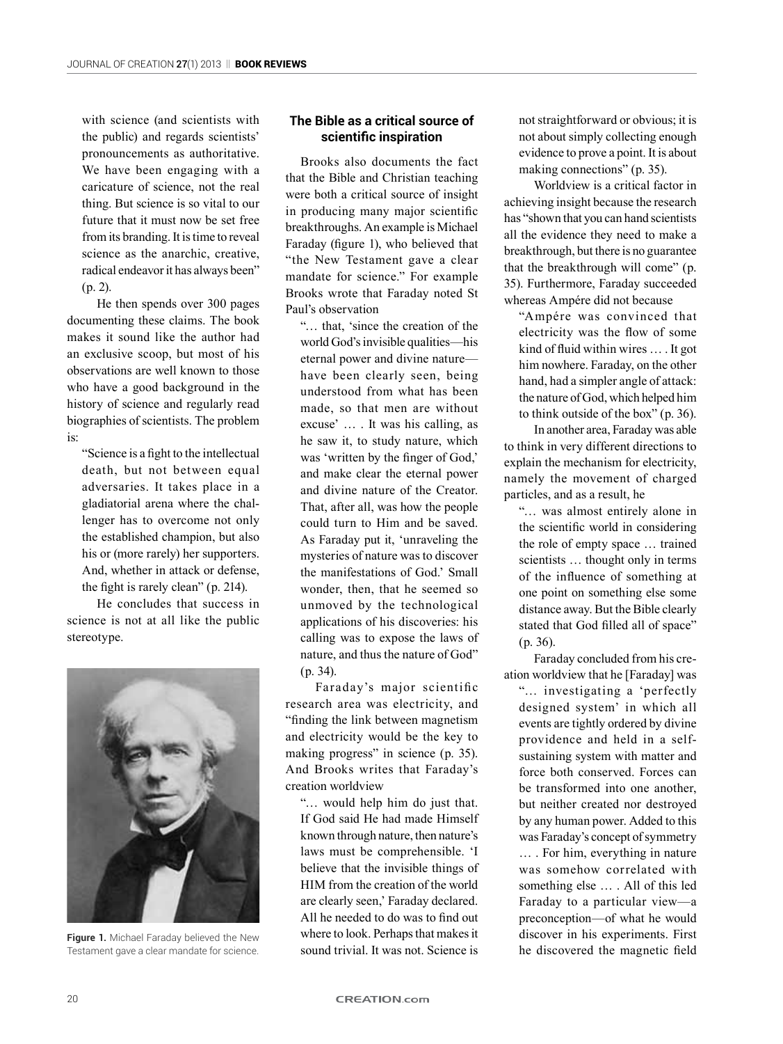with science (and scientists with the public) and regards scientists' pronouncements as authoritative. We have been engaging with a caricature of science, not the real thing. But science is so vital to our future that it must now be set free from its branding. It is time to reveal science as the anarchic, creative, radical endeavor it has always been" (p. 2).

He then spends over 300 pages documenting these claims. The book makes it sound like the author had an exclusive scoop, but most of his observations are well known to those who have a good background in the history of science and regularly read biographies of scientists. The problem is:

> "Science is a fight to the intellectual death, but not between equal adversaries. It takes place in a gladiatorial arena where the challenger has to overcome not only the established champion, but also his or (more rarely) her supporters. And, whether in attack or defense, the fight is rarely clean" (p. 214).

He concludes that success in science is not at all like the public stereotype.

**Figure 1.** Michael Faraday believed the New Testament gave a clear mandate for science.

## The Bible as a critical source of scientific inspiration

Brooks also documents the fact that the Bible and Christian teaching were both a critical source of insight in producing many major scientific breakthroughs. An example is Michael Faraday (figure 1), who believed that "the New Testament gave a clear mandate for science." For example Brooks wrote that Faraday noted St Paul's observation

> "… that, 'since the creation of the world God's invisible qualities—his eternal power and divine nature—have been clearly seen, being understood from what has been made, so that men are without excuse' … . It was his calling, as he saw it, to study nature, which was 'written by the finger of God,' and make clear the eternal power and divine nature of the Creator. That, after all, was how the people could turn to Him and be saved. As Faraday put it, 'unraveling the mysteries of nature was to discover the manifestations of God.' Small wonder, then, that he seemed so unmoved by the technological applications of his discoveries: his calling was to expose the laws of nature, and thus the nature of God" (p. 34).

Faraday's major scientific research area was electricity, and "finding the link between magnetism and electricity would be the key to making progress" in science (p. 35). And Brooks writes that Faraday's creation worldview

> "… would help him do just that. If God said He had made Himself known through nature, then nature's laws must be comprehensible. 'I believe that the invisible things of HIM from the creation of the world are clearly seen,' Faraday declared. All he needed to do was to find out where to look. Perhaps that makes it sound trivial. It was not. Science is not straightforward or obvious; it is not about simply collecting enough evidence to prove a point. It is about making connections" (p. 35).

Worldview is a critical factor in achieving insight because the research has "shown that you can hand scientists all the evidence they need to make a breakthrough, but there is no guarantee that the breakthrough will come" (p. 35). Furthermore, Faraday succeeded whereas Ampére did not because

> "Ampére was convinced that electricity was the flow of some kind of fluid within wires … . It got him nowhere. Faraday, on the other hand, had a simpler angle of attack: the nature of God, which helped him to think outside of the box" (p. 36).

In another area, Faraday was able to think in very different directions to explain the mechanism for electricity, namely the movement of charged particles, and as a result, he

> "… was almost entirely alone in the scientific world in considering the role of empty space … trained scientists … thought only in terms of the influence of something at one point on something else some distance away. But the Bible clearly stated that God filled all of space" (p. 36).

Faraday concluded from his creation worldview that he [Faraday] was

> "… investigating a 'perfectly designed system' in which all events are tightly ordered by divine providence and held in a self-sustaining system with matter and force both conserved. Forces can be transformed into one another, but neither created nor destroyed by any human power. Added to this was Faraday's concept of symmetry … . For him, everything in nature was somehow correlated with something else … . All of this led Faraday to a particular view—a preconception—of what he would discover in his experiments. First he discovered the magnetic field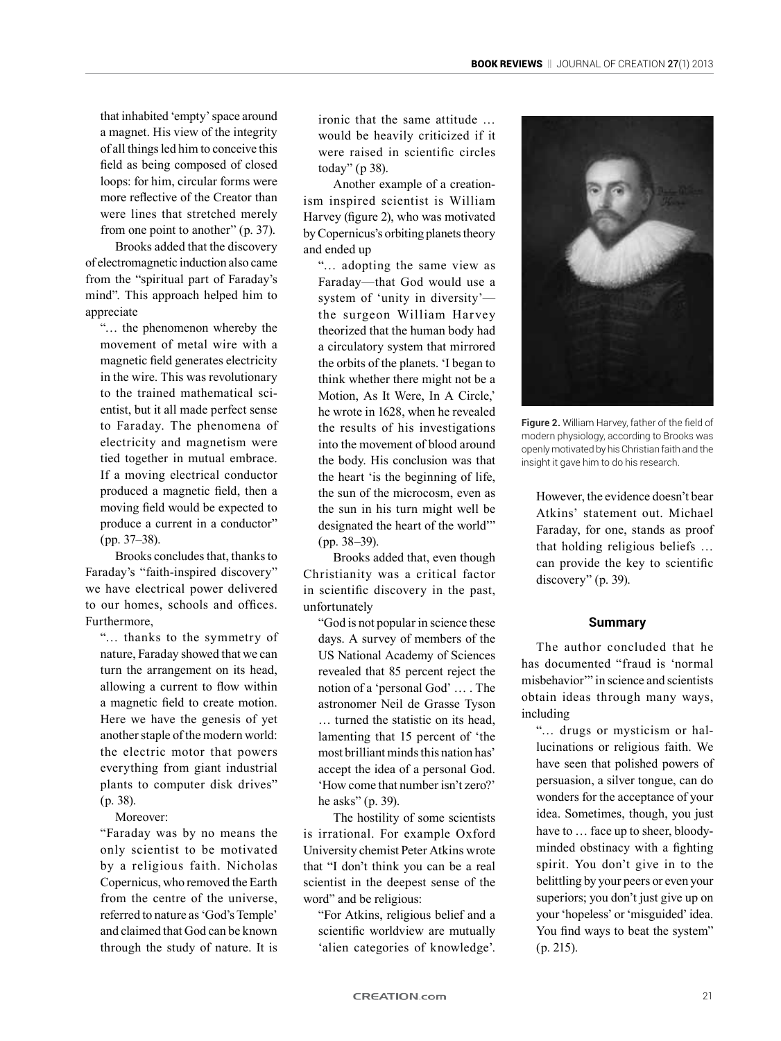that inhabited 'empty' space around a magnet. His view of the integrity of all things led him to conceive this field as being composed of closed loops: for him, circular forms were more reflective of the Creator than were lines that stretched merely from one point to another" (p. 37).

Brooks added that the discovery of electromagnetic induction also came from the "spiritual part of Faraday's mind". This approach helped him to appreciate

> "… the phenomenon whereby the movement of metal wire with a magnetic field generates electricity in the wire. This was revolutionary to the trained mathematical scientist, but it all made perfect sense to Faraday. The phenomena of electricity and magnetism were tied together in mutual embrace. If a moving electrical conductor produced a magnetic field, then a moving field would be expected to produce a current in a conductor" (pp. 37–38).

Brooks concludes that, thanks to Faraday's "faith-inspired discovery" we have electrical power delivered to our homes, schools and offices. Furthermore,

> "… thanks to the symmetry of nature, Faraday showed that we can turn the arrangement on its head, allowing a current to flow within a magnetic field to create motion. Here we have the genesis of yet another staple of the modern world: the electric motor that powers everything from giant industrial plants to computer disk drives" (p. 38).

Moreover:

> "Faraday was by no means the only scientist to be motivated by a religious faith. Nicholas Copernicus, who removed the Earth from the centre of the universe, referred to nature as 'God's Temple' and claimed that God can be known through the study of nature. It is ironic that the same attitude … would be heavily criticized if it were raised in scientific circles today" (p 38).

Another example of a creationism inspired scientist is William Harvey (figure 2), who was motivated by Copernicus's orbiting planets theory and ended up

> "… adopting the same view as Faraday—that God would use a system of 'unity in diversity'—the surgeon William Harvey theorized that the human body had a circulatory system that mirrored the orbits of the planets. 'I began to think whether there might not be a Motion, As It Were, In A Circle,' he wrote in 1628, when he revealed the results of his investigations into the movement of blood around the body. His conclusion was that the heart 'is the beginning of life, the sun of the microcosm, even as the sun in his turn might well be designated the heart of the world'" (pp. 38–39).

Brooks added that, even though Christianity was a critical factor in scientific discovery in the past, unfortunately

> "God is not popular in science these days. A survey of members of the US National Academy of Sciences revealed that 85 percent reject the notion of a 'personal God' … . The astronomer Neil de Grasse Tyson … turned the statistic on its head, lamenting that 15 percent of 'the most brilliant minds this nation has' accept the idea of a personal God. 'How come that number isn't zero?' he asks" (p. 39).

The hostility of some scientists is irrational. For example Oxford University chemist Peter Atkins wrote that "I don't think you can be a real scientist in the deepest sense of the word" and be religious:

> "For Atkins, religious belief and a scientific worldview are mutually 'alien categories of knowledge'. However, the evidence doesn't bear Atkins' statement out. Michael Faraday, for one, stands as proof that holding religious beliefs … can provide the key to scientific discovery" (p. 39).

**Figure 2.** William Harvey, father of the field of modern physiology, according to Brooks was openly motivated by his Christian faith and the insight it gave him to do his research.

### Summary

The author concluded that he has documented "fraud is 'normal misbehavior'" in science and scientists obtain ideas through many ways, including

> "… drugs or mysticism or hallucinations or religious faith. We have seen that polished powers of persuasion, a silver tongue, can do wonders for the acceptance of your idea. Sometimes, though, you just have to … face up to sheer, bloody-minded obstinacy with a fighting spirit. You don't give in to the belittling by your peers or even your superiors; you don't just give up on your 'hopeless' or 'misguided' idea. You find ways to beat the system" (p. 215).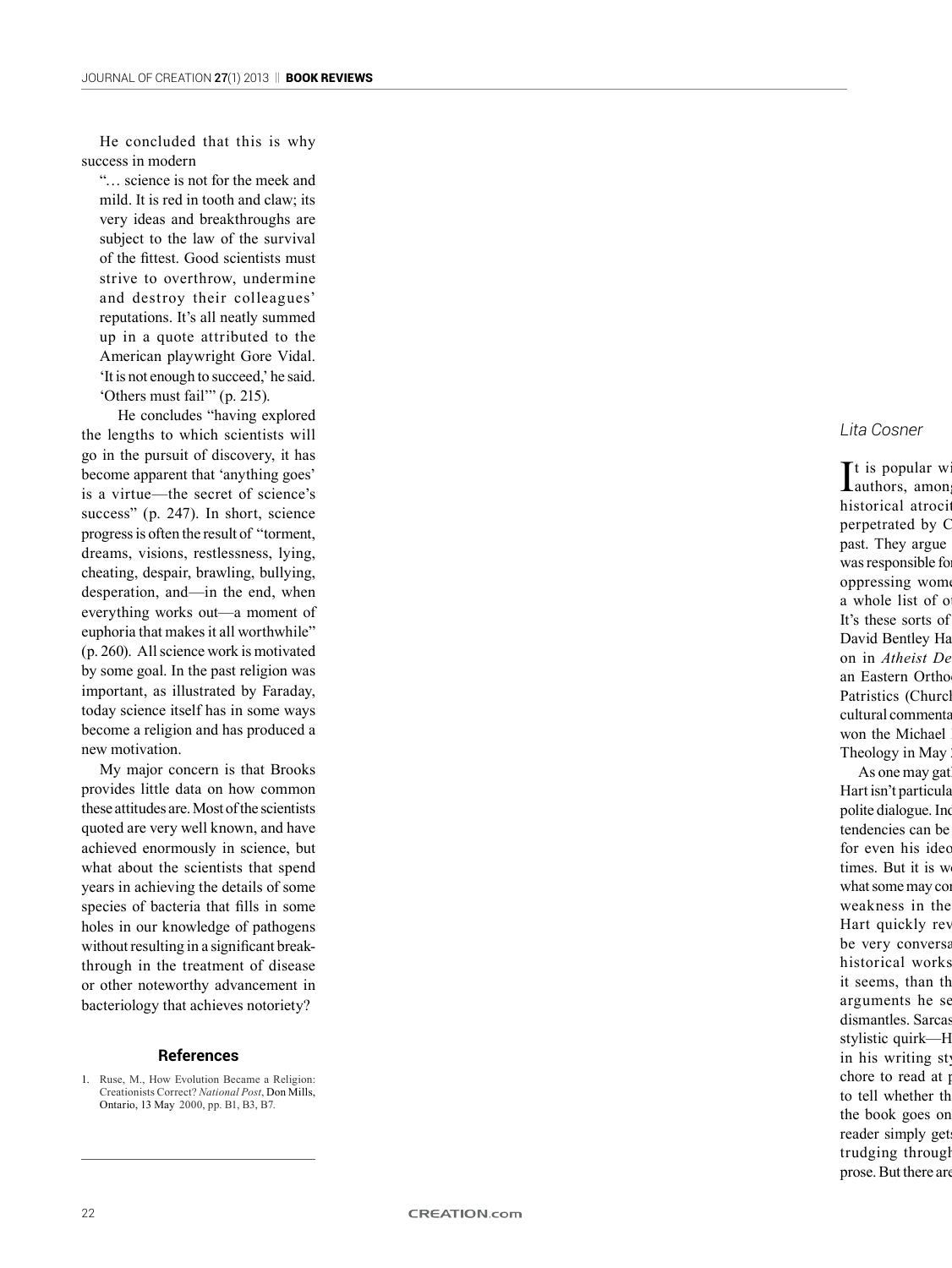He concluded that this is why success in modern

> "… science is not for the meek and mild. It is red in tooth and claw; its very ideas and breakthroughs are subject to the law of the survival of the fittest. Good scientists must strive to overthrow, undermine and destroy their colleagues' reputations. It's all neatly summed up in a quote attributed to the American playwright Gore Vidal. 'It is not enough to succeed,' he said. 'Others must fail'" (p. 215).

He concludes "having explored the lengths to which scientists will go in the pursuit of discovery, it has become apparent that 'anything goes' is a virtue—the secret of science's success" (p. 247). In short, science progress is often the result of "torment, dreams, visions, restlessness, lying, cheating, despair, brawling, bullying, desperation, and—in the end, when everything works out—a moment of euphoria that makes it all worthwhile" (p. 260). All science work is motivated by some goal. In the past religion was important, as illustrated by Faraday, today science itself has in some ways become a religion and has produced a new motivation.

My major concern is that Brooks provides little data on how common these attitudes are. Most of the scientists quoted are very well known, and have achieved enormously in science, but what about the scientists that spend years in achieving the details of some species of bacteria that fills in some holes in our knowledge of pathogens without resulting in a significant breakthrough in the treatment of disease or other noteworthy advancement in bacteriology that achieves notoriety?

### References

1. Ruse, M., How Evolution Became a Religion: Creationists Correct? *National Post*, Don Mills, Ontario, 13 May 2000, pp. B1, B3, B7.

*Lita Cosner*

It is popular wi authors, among historical atrocit perpetrated by C past. They argue was responsible fo oppressing wome a whole list of o It's these sorts of David Bentley Ha on in *Atheist De* an Eastern Ortho Patristics (Churc cultural commenta won the Michael Theology in May

As one may gat Hart isn't particula polite dialogue. Ind tendencies can be for even his ideo times. But it is w what some may co weakness in the Hart quickly rev be very conversa historical works it seems, than th arguments he se dismantles. Sarcas stylistic quirk—H in his writing sty chore to read at p to tell whether th the book goes on reader simply get trudging through prose. But there are